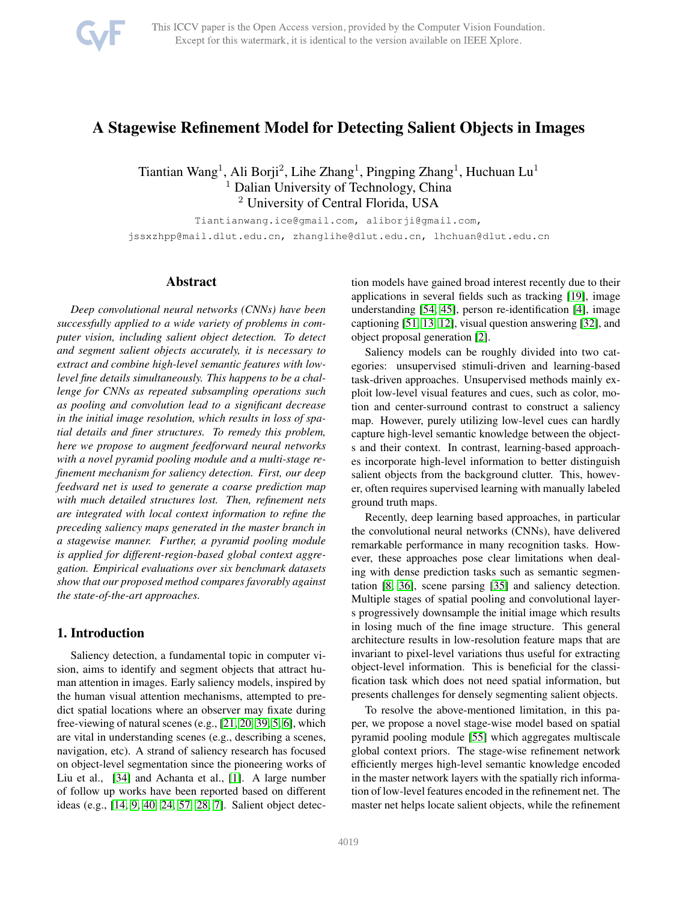# A Stagewise Refinement Model for Detecting Salient Objects in Images

Tiantian Wang[1], Ali Borji[2], Lihe Zhang[1], Pingping Zhang[1], Huchuan Lu[1]
[1] Dalian University of Technology, China
[2] University of Central Florida, USA

Tiantianwang.ice@gmail.com, aliborji@gmail.com,
jssxzhpp@mail.dlut.edu.cn, zhanglihe@dlut.edu.cn, lhchuan@dlut.edu.cn

## Abstract

*Deep convolutional neural networks (CNNs) have been successfully applied to a wide variety of problems in computer vision, including salient object detection. To detect and segment salient objects accurately, it is necessary to extract and combine high-level semantic features with low-level fine details simultaneously. This happens to be a challenge for CNNs as repeated subsampling operations such as pooling and convolution lead to a significant decrease in the initial image resolution, which results in loss of spatial details and finer structures. To remedy this problem, here we propose to augment feedforward neural networks with a novel pyramid pooling module and a multi-stage refinement mechanism for saliency detection. First, our deep feedward net is used to generate a coarse prediction map with much detailed structures lost. Then, refinement nets are integrated with local context information to refine the preceding saliency maps generated in the master branch in a stagewise manner. Further, a pyramid pooling module is applied for different-region-based global context aggregation. Empirical evaluations over six benchmark datasets show that our proposed method compares favorably against the state-of-the-art approaches.*

## 1. Introduction

Saliency detection, a fundamental topic in computer vision, aims to identify and segment objects that attract human attention in images. Early saliency models, inspired by the human visual attention mechanisms, attempted to predict spatial locations where an observer may fixate during free-viewing of natural scenes (e.g., [21, 20, 39, 5, 6], which are vital in understanding scenes (e.g., describing a scenes, navigation, etc). A strand of saliency research has focused on object-level segmentation since the pioneering works of Liu et al., [34] and Achanta et al., [1]. A large number of follow up works have been reported based on different ideas (e.g., [14, 9, 40, 24, 57, 28, 7]. Salient object detection models have gained broad interest recently due to their applications in several fields such as tracking [19], image understanding [54, 45], person re-identification [4], image captioning [51, 13, 12], visual question answering [32], and object proposal generation [2].

Saliency models can be roughly divided into two categories: unsupervised stimuli-driven and learning-based task-driven approaches. Unsupervised methods mainly exploit low-level visual features and cues, such as color, motion and center-surround contrast to construct a saliency map. However, purely utilizing low-level cues can hardly capture high-level semantic knowledge between the objects and their context. In contrast, learning-based approaches incorporate high-level information to better distinguish salient objects from the background clutter. This, however, often requires supervised learning with manually labeled ground truth maps.

Recently, deep learning based approaches, in particular the convolutional neural networks (CNNs), have delivered remarkable performance in many recognition tasks. However, these approaches pose clear limitations when dealing with dense prediction tasks such as semantic segmentation [8, 36], scene parsing [35] and saliency detection. Multiple stages of spatial pooling and convolutional layers progressively downsample the initial image which results in losing much of the fine image structure. This general architecture results in low-resolution feature maps that are invariant to pixel-level variations thus useful for extracting object-level information. This is beneficial for the classification task which does not need spatial information, but presents challenges for densely segmenting salient objects.

To resolve the above-mentioned limitation, in this paper, we propose a novel stage-wise model based on spatial pyramid pooling module [55] which aggregates multiscale global context priors. The stage-wise refinement network efficiently merges high-level semantic knowledge encoded in the master network layers with the spatially rich information of low-level features encoded in the refinement net. The master net helps locate salient objects, while the refinement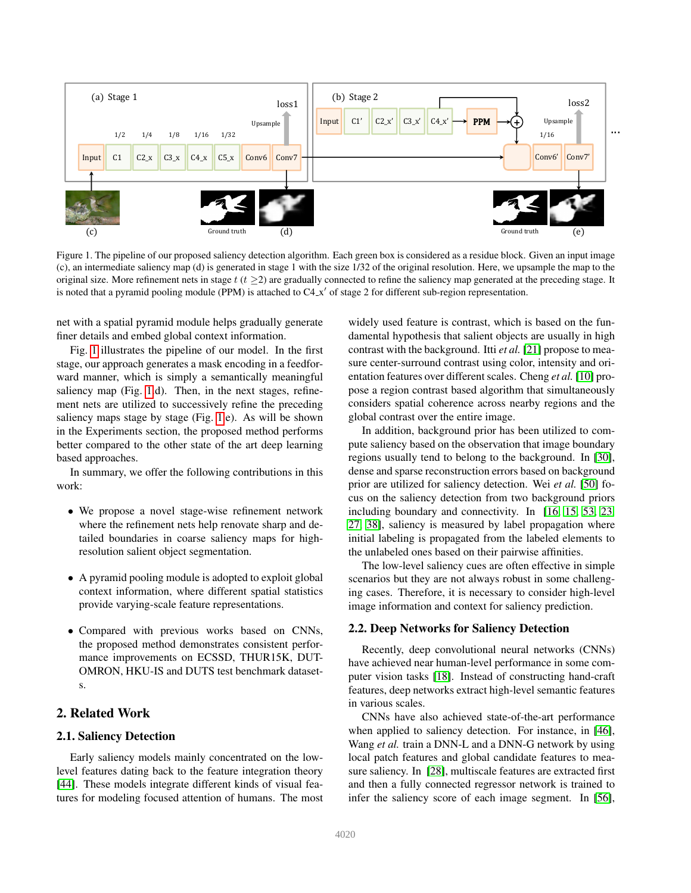Figure 1. The pipeline of our proposed saliency detection algorithm. Each green box is considered as a residue block. Given an input image (c), an intermediate saliency map (d) is generated in stage 1 with the size 1/32 of the original resolution. Here, we upsample the map to the original size. More refinement nets in stage $t$ ($t \geq 2$) are gradually connected to refine the saliency map generated at the preceding stage. It is noted that a pyramid pooling module (PPM) is attached to C4_x′ of stage 2 for different sub-region representation.

net with a spatial pyramid module helps gradually generate finer details and embed global context information.

Fig. 1 illustrates the pipeline of our model. In the first stage, our approach generates a mask encoding in a feedforward manner, which is simply a semantically meaningful saliency map (Fig. 1(d)). Then, in the next stages, refinement nets are utilized to successively refine the preceding saliency maps stage by stage (Fig. 1(e)). As will be shown in the Experiments section, the proposed method performs better compared to the other state of the art deep learning based approaches.

In summary, we offer the following contributions in this work:

- We propose a novel stage-wise refinement network where the refinement nets help renovate sharp and detailed boundaries in coarse saliency maps for high-resolution salient object segmentation.
- A pyramid pooling module is adopted to exploit global context information, where different spatial statistics provide varying-scale feature representations.
- Compared with previous works based on CNNs, the proposed method demonstrates consistent performance improvements on ECSSD, THUR15K, DUT-OMRON, HKU-IS and DUTS test benchmark datasets.

## 2. Related Work

### 2.1. Saliency Detection

Early saliency models mainly concentrated on the low-level features dating back to the feature integration theory [44]. These models integrate different kinds of visual features for modeling focused attention of humans. The most widely used feature is contrast, which is based on the fundamental hypothesis that salient objects are usually in high contrast with the background. Itti *et al.* [21] propose to measure center-surround contrast using color, intensity and orientation features over different scales. Cheng *et al.* [10] propose a region contrast based algorithm that simultaneously considers spatial coherence across nearby regions and the global contrast over the entire image.

In addition, background prior has been utilized to compute saliency based on the observation that image boundary regions usually tend to belong to the background. In [30], dense and sparse reconstruction errors based on background prior are utilized for saliency detection. Wei *et al.* [50] focus on the saliency detection from two background priors including boundary and connectivity. In [16, 15, 53, 23, 27, 38], saliency is measured by label propagation where initial labeling is propagated from the labeled elements to the unlabeled ones based on their pairwise affinities.

The low-level saliency cues are often effective in simple scenarios but they are not always robust in some challenging cases. Therefore, it is necessary to consider high-level image information and context for saliency prediction.

### 2.2. Deep Networks for Saliency Detection

Recently, deep convolutional neural networks (CNNs) have achieved near human-level performance in some computer vision tasks [18]. Instead of constructing hand-craft features, deep networks extract high-level semantic features in various scales.

CNNs have also achieved state-of-the-art performance when applied to saliency detection. For instance, in [46], Wang *et al.* train a DNN-L and a DNN-G network by using local patch features and global candidate features to measure saliency. In [28], multiscale features are extracted first and then a fully connected regressor network is trained to infer the saliency score of each image segment. In [56],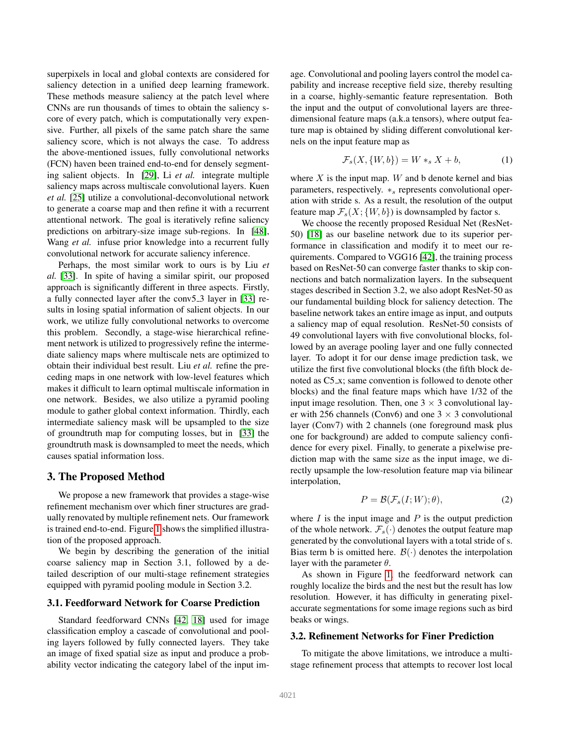superpixels in local and global contexts are considered for saliency detection in a unified deep learning framework. These methods measure saliency at the patch level where CNNs are run thousands of times to obtain the saliency score of every patch, which is computationally very expensive. Further, all pixels of the same patch share the same saliency score, which is not always the case. To address the above-mentioned issues, fully convolutional networks (FCN) haven been trained end-to-end for densely segmenting salient objects. In [29], Li *et al.* integrate multiple saliency maps across multiscale convolutional layers. Kuen *et al.* [25] utilize a convolutional-deconvolutional network to generate a coarse map and then refine it with a recurrent attentional network. The goal is iteratively refine saliency predictions on arbitrary-size image sub-regions. In [48], Wang *et al.* infuse prior knowledge into a recurrent fully convolutional network for accurate saliency inference.

Perhaps, the most similar work to ours is by Liu *et al.* [33]. In spite of having a similar spirit, our proposed approach is significantly different in three aspects. Firstly, a fully connected layer after the conv5_3 layer in [33] results in losing spatial information of salient objects. In our work, we utilize fully convolutional networks to overcome this problem. Secondly, a stage-wise hierarchical refinement network is utilized to progressively refine the intermediate saliency maps where multiscale nets are optimized to obtain their individual best result. Liu *et al.* refine the preceding maps in one network with low-level features which makes it difficult to learn optimal multiscale information in one network. Besides, we also utilize a pyramid pooling module to gather global context information. Thirdly, each intermediate saliency mask will be upsampled to the size of groundtruth map for computing losses, but in [33] the groundtruth mask is downsampled to meet the needs, which causes spatial information loss.

## 3. The Proposed Method

We propose a new framework that provides a stage-wise refinement mechanism over which finer structures are gradually renovated by multiple refinement nets. Our framework is trained end-to-end. Figure 1 shows the simplified illustration of the proposed approach.

We begin by describing the generation of the initial coarse saliency map in Section 3.1, followed by a detailed description of our multi-stage refinement strategies equipped with pyramid pooling module in Section 3.2.

### 3.1. Feedforward Network for Coarse Prediction

Standard feedforward CNNs [42, 18] used for image classification employ a cascade of convolutional and pooling layers followed by fully connected layers. They take an image of fixed spatial size as input and produce a probability vector indicating the category label of the input image. Convolutional and pooling layers control the model capability and increase receptive field size, thereby resulting in a coarse, highly-semantic feature representation. Both the input and the output of convolutional layers are three-dimensional feature maps (a.k.a tensors), where output feature map is obtained by sliding different convolutional kernels on the input feature map as

$$\mathcal{F}_s(X, \{W, b\}) = W *_s X + b, \tag{1}$$

where $X$ is the input map. $W$ and b denote kernel and bias parameters, respectively. $*_s$ represents convolutional operation with stride s. As a result, the resolution of the output feature map $\mathcal{F}_s(X; \{W, b\})$ is downsampled by factor s.

We choose the recently proposed Residual Net (ResNet-50) [18] as our baseline network due to its superior performance in classification and modify it to meet our requirements. Compared to VGG16 [42], the training process based on ResNet-50 can converge faster thanks to skip connections and batch normalization layers. In the subsequent stages described in Section 3.2, we also adopt ResNet-50 as our fundamental building block for saliency detection. The baseline network takes an entire image as input, and outputs a saliency map of equal resolution. ResNet-50 consists of 49 convolutional layers with five convolutional blocks, followed by an average pooling layer and one fully connected layer. To adopt it for our dense image prediction task, we utilize the first five convolutional blocks (the fifth block denoted as C5_x; same convention is followed to denote other blocks) and the final feature maps which have 1/32 of the input image resolution. Then, one $3 \times 3$ convolutional layer with 256 channels (Conv6) and one $3 \times 3$ convolutional layer (Conv7) with 2 channels (one foreground mask plus one for background) are added to compute saliency confidence for every pixel. Finally, to generate a pixelwise prediction map with the same size as the input image, we directly upsample the low-resolution feature map via bilinear interpolation,

$$P = \mathcal{B}(\mathcal{F}_s(I; W); \theta), \tag{2}$$

where $I$ is the input image and $P$ is the output prediction of the whole network. $\mathcal{F}_s(\cdot)$ denotes the output feature map generated by the convolutional layers with a total stride of s. Bias term b is omitted here. $\mathcal{B}(\cdot)$ denotes the interpolation layer with the parameter $\theta$.

As shown in Figure 1, the feedforward network can roughly localize the birds and the nest but the result has low resolution. However, it has difficulty in generating pixel-accurate segmentations for some image regions such as bird beaks or wings.

### 3.2. Refinement Networks for Finer Prediction

To mitigate the above limitations, we introduce a multi-stage refinement process that attempts to recover lost local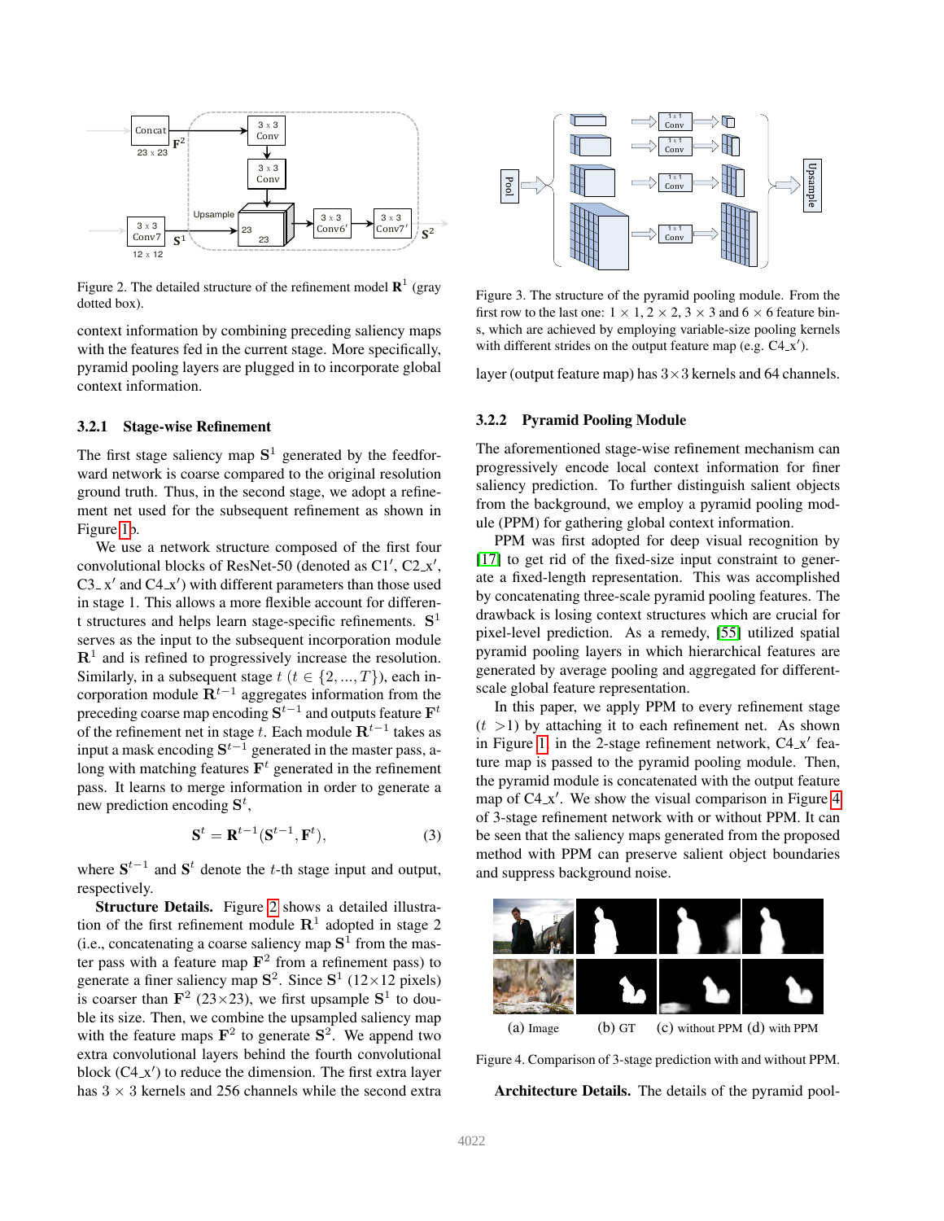Figure 2. The detailed structure of the refinement model $\mathbf{R}^1$ (gray dotted box).

context information by combining preceding saliency maps with the features fed in the current stage. More specifically, pyramid pooling layers are plugged in to incorporate global context information.

### 3.2.1 Stage-wise Refinement

The first stage saliency map $\mathbf{S}^1$ generated by the feedforward network is coarse compared to the original resolution ground truth. Thus, in the second stage, we adopt a refinement net used for the subsequent refinement as shown in Figure 1b.

We use a network structure composed of the first four convolutional blocks of ResNet-50 (denoted as C1′, C2_x′, C3_ x′ and C4_x′) with different parameters than those used in stage 1. This allows a more flexible account for different structures and helps learn stage-specific refinements. $\mathbf{S}^1$ serves as the input to the subsequent incorporation module $\mathbf{R}^1$ and is refined to progressively increase the resolution. Similarly, in a subsequent stage $t$ ($t \in \{2, ..., T\}$), each incorporation module $\mathbf{R}^{t-1}$ aggregates information from the preceding coarse map encoding $\mathbf{S}^{t-1}$ and outputs feature $\mathbf{F}^t$ of the refinement net in stage $t$. Each module $\mathbf{R}^{t-1}$ takes as input a mask encoding $\mathbf{S}^{t-1}$ generated in the master pass, along with matching features $\mathbf{F}^t$ generated in the refinement pass. It learns to merge information in order to generate a new prediction encoding $\mathbf{S}^t$,

$$\mathbf{S}^t = \mathbf{R}^{t-1}(\mathbf{S}^{t-1}, \mathbf{F}^t), \tag{3}$$

where $\mathbf{S}^{t-1}$ and $\mathbf{S}^t$ denote the $t$-th stage input and output, respectively.

**Structure Details.** Figure 2 shows a detailed illustration of the first refinement module $\mathbf{R}^1$ adopted in stage 2 (i.e., concatenating a coarse saliency map $\mathbf{S}^1$ from the master pass with a feature map $\mathbf{F}^2$ from a refinement pass) to generate a finer saliency map $\mathbf{S}^2$. Since $\mathbf{S}^1$ (12×12 pixels) is coarser than $\mathbf{F}^2$ (23×23), we first upsample $\mathbf{S}^1$ to double its size. Then, we combine the upsampled saliency map with the feature maps $\mathbf{F}^2$ to generate $\mathbf{S}^2$. We append two extra convolutional layers behind the fourth convolutional block (C4_x′) to reduce the dimension. The first extra layer has $3 \times 3$ kernels and 256 channels while the second extra layer (output feature map) has 3×3 kernels and 64 channels.

Figure 3. The structure of the pyramid pooling module. From the first row to the last one: $1 \times 1$, $2 \times 2$, $3 \times 3$ and $6 \times 6$ feature bins, which are achieved by employing variable-size pooling kernels with different strides on the output feature map (e.g. C4_x′).

### 3.2.2 Pyramid Pooling Module

The aforementioned stage-wise refinement mechanism can progressively encode local context information for finer saliency prediction. To further distinguish salient objects from the background, we employ a pyramid pooling module (PPM) for gathering global context information.

PPM was first adopted for deep visual recognition by [17] to get rid of the fixed-size input constraint to generate a fixed-length representation. This was accomplished by concatenating three-scale pyramid pooling features. The drawback is losing context structures which are crucial for pixel-level prediction. As a remedy, [55] utilized spatial pyramid pooling layers in which hierarchical features are generated by average pooling and aggregated for different-scale global feature representation.

In this paper, we apply PPM to every refinement stage ($t > 1$) by attaching it to each refinement net. As shown in Figure 1, in the 2-stage refinement network, C4_x′ feature map is passed to the pyramid pooling module. Then, the pyramid module is concatenated with the output feature map of C4_x′. We show the visual comparison in Figure 4 of 3-stage refinement network with or without PPM. It can be seen that the saliency maps generated from the proposed method with PPM can preserve salient object boundaries and suppress background noise.

(a) Image (b) GT (c) without PPM (d) with PPM

Figure 4. Comparison of 3-stage prediction with and without PPM.

**Architecture Details.** The details of the pyramid pool-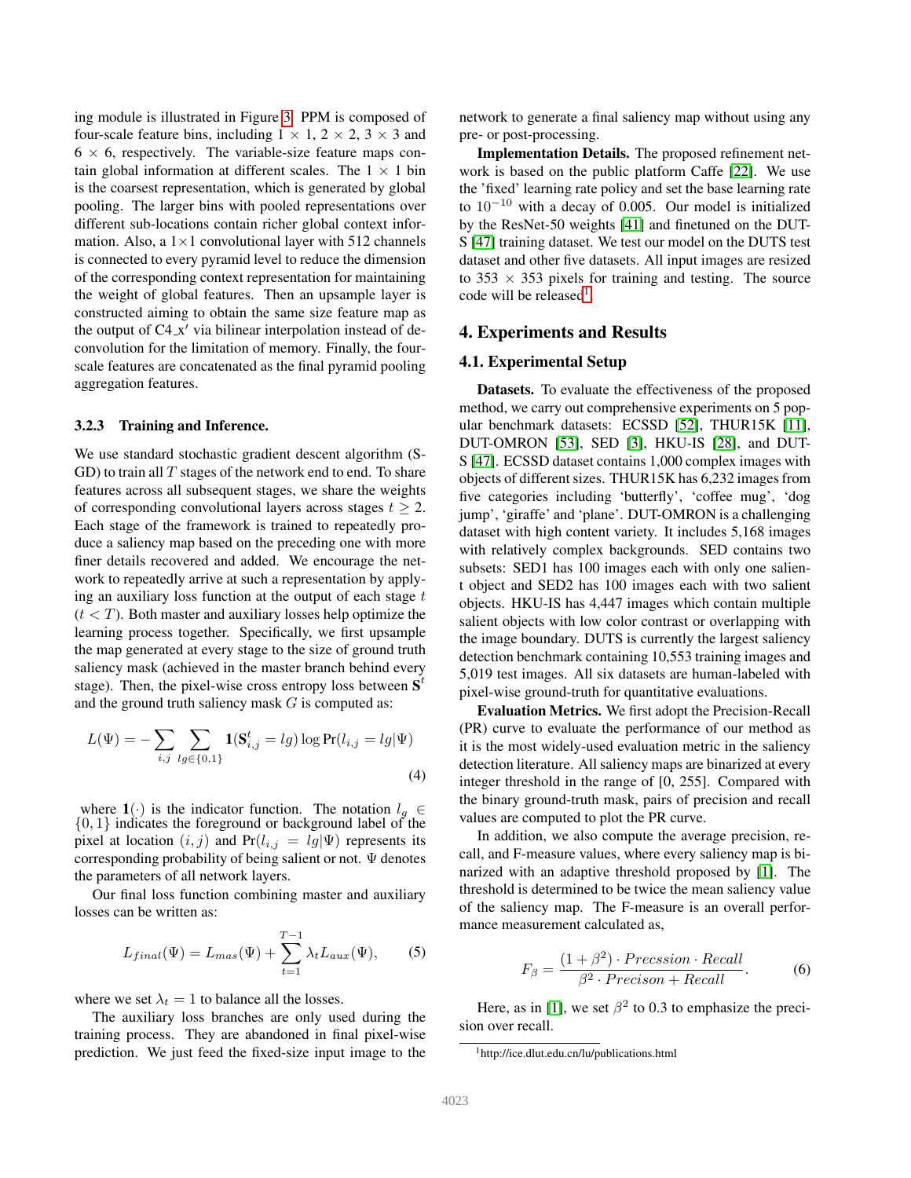ing module is illustrated in Figure 3. PPM is composed of four-scale feature bins, including $1 \times 1$, $2 \times 2$, $3 \times 3$ and $6 \times 6$, respectively. The variable-size feature maps contain global information at different scales. The $1 \times 1$ bin is the coarsest representation, which is generated by global pooling. The larger bins with pooled representations over different sub-locations contain richer global context information. Also, a $1 \times 1$ convolutional layer with 512 channels is connected to every pyramid level to reduce the dimension of the corresponding context representation for maintaining the weight of global features. Then an upsample layer is constructed aiming to obtain the same size feature map as the output of C4_$x'$ via bilinear interpolation instead of deconvolution for the limitation of memory. Finally, the four-scale features are concatenated as the final pyramid pooling aggregation features.

#### 3.2.3 Training and Inference.

We use standard stochastic gradient descent algorithm (SGD) to train all $T$ stages of the network end to end. To share features across all subsequent stages, we share the weights of corresponding convolutional layers across stages $t \geq 2$. Each stage of the framework is trained to repeatedly produce a saliency map based on the preceding one with more finer details recovered and added. We encourage the network to repeatedly arrive at such a representation by applying an auxiliary loss function at the output of each stage $t$ ($t < T$). Both master and auxiliary losses help optimize the learning process together. Specifically, we first upsample the map generated at every stage to the size of ground truth saliency mask (achieved in the master branch behind every stage). Then, the pixel-wise cross entropy loss between $\mathbf{S}^t$ and the ground truth saliency mask $G$ is computed as:

$$L(\Psi) = -\sum_{i,j} \sum_{lg \in \{0,1\}} \mathbf{1}(\mathbf{S}^t_{i,j} = lg) \log \Pr(l_{i,j} = lg|\Psi) \tag{4}$$

where $\mathbf{1}(\cdot)$ is the indicator function. The notation $l_g \in \{0, 1\}$ indicates the foreground or background label of the pixel at location $(i, j)$ and $\Pr(l_{i,j} = lg|\Psi)$ represents its corresponding probability of being salient or not. $\Psi$ denotes the parameters of all network layers.

Our final loss function combining master and auxiliary losses can be written as:

$$L_{final}(\Psi) = L_{mas}(\Psi) + \sum_{t=1}^{T-1} \lambda_t L_{aux}(\Psi), \tag{5}$$

where we set $\lambda_t = 1$ to balance all the losses.

The auxiliary loss branches are only used during the training process. They are abandoned in final pixel-wise prediction. We just feed the fixed-size input image to the network to generate a final saliency map without using any pre- or post-processing.

**Implementation Details.** The proposed refinement network is based on the public platform Caffe [22]. We use the 'fixed' learning rate policy and set the base learning rate to $10^{-10}$ with a decay of 0.005. Our model is initialized by the ResNet-50 weights [41] and finetuned on the DUTS [47] training dataset. We test our model on the DUTS test dataset and other five datasets. All input images are resized to $353 \times 353$ pixels for training and testing. The source code will be released[1].

## 4. Experiments and Results

### 4.1. Experimental Setup

**Datasets.** To evaluate the effectiveness of the proposed method, we carry out comprehensive experiments on 5 popular benchmark datasets: ECSSD [52], THUR15K [11], DUT-OMRON [53], SED [3], HKU-IS [28], and DUTS [47]. ECSSD dataset contains 1,000 complex images with objects of different sizes. THUR15K has 6,232 images from five categories including 'butterfly', 'coffee mug', 'dog jump', 'giraffe' and 'plane'. DUT-OMRON is a challenging dataset with high content variety. It includes 5,168 images with relatively complex backgrounds. SED contains two subsets: SED1 has 100 images each with only one salient object and SED2 has 100 images each with two salient objects. HKU-IS has 4,447 images which contain multiple salient objects with low color contrast or overlapping with the image boundary. DUTS is currently the largest saliency detection benchmark containing 10,553 training images and 5,019 test images. All six datasets are human-labeled with pixel-wise ground-truth for quantitative evaluations.

**Evaluation Metrics.** We first adopt the Precision-Recall (PR) curve to evaluate the performance of our method as it is the most widely-used evaluation metric in the saliency detection literature. All saliency maps are binarized at every integer threshold in the range of [0, 255]. Compared with the binary ground-truth mask, pairs of precision and recall values are computed to plot the PR curve.

In addition, we also compute the average precision, recall, and F-measure values, where every saliency map is binarized with an adaptive threshold proposed by [1]. The threshold is determined to be twice the mean saliency value of the saliency map. The F-measure is an overall performance measurement calculated as,

$$F_\beta = \frac{(1 + \beta^2) \cdot Precssion \cdot Recall}{\beta^2 \cdot Precison + Recall}. \tag{6}$$

Here, as in [1], we set $\beta^2$ to 0.3 to emphasize the precision over recall.

[1] http://ice.dlut.edu.cn/lu/publications.html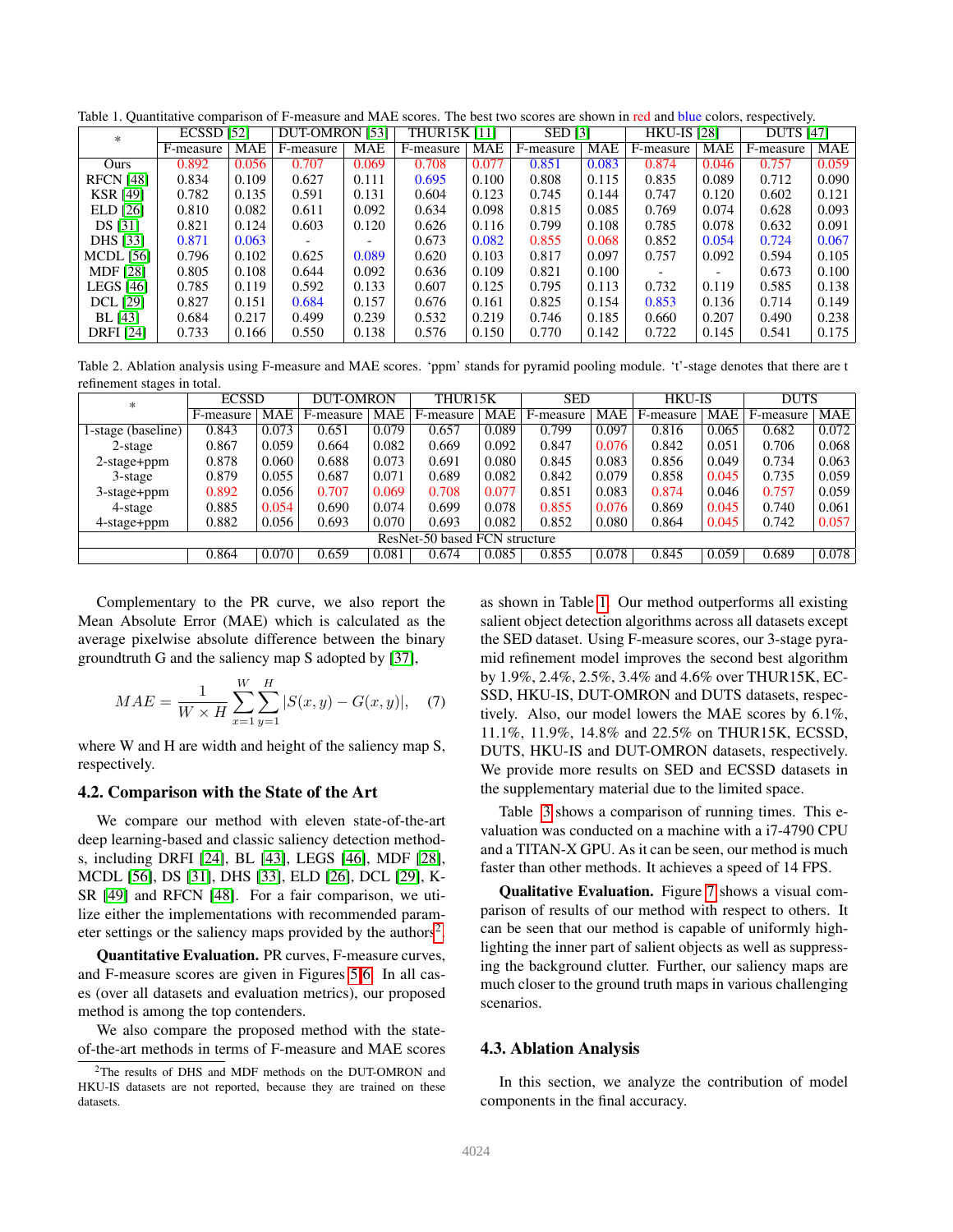Table 1. Quantitative comparison of F-measure and MAE scores. The best two scores are shown in red and blue colors, respectively.

| * | ECSSD [52] | | DUT-OMRON [53] | | THUR15K [11] | | SED [3] | | HKU-IS [28] | | DUTS [47] | |
|---|---|---|---|---|---|---|---|---|---|---|---|---|
| | F-measure | MAE | F-measure | MAE | F-measure | MAE | F-measure | MAE | F-measure | MAE | F-measure | MAE |
| Ours | 0.892 | 0.056 | 0.707 | 0.069 | 0.708 | 0.077 | 0.851 | 0.083 | 0.874 | 0.046 | 0.757 | 0.059 |
| RFCN [48] | 0.834 | 0.109 | 0.627 | 0.111 | 0.695 | 0.100 | 0.808 | 0.115 | 0.835 | 0.089 | 0.712 | 0.090 |
| KSR [49] | 0.782 | 0.135 | 0.591 | 0.131 | 0.604 | 0.123 | 0.745 | 0.144 | 0.747 | 0.120 | 0.602 | 0.121 |
| ELD [26] | 0.810 | 0.082 | 0.611 | 0.092 | 0.634 | 0.098 | 0.815 | 0.085 | 0.769 | 0.074 | 0.628 | 0.093 |
| DS [31] | 0.821 | 0.124 | 0.603 | 0.120 | 0.626 | 0.116 | 0.799 | 0.108 | 0.785 | 0.078 | 0.632 | 0.091 |
| DHS [33] | 0.871 | 0.063 | - | - | 0.673 | 0.082 | 0.855 | 0.068 | 0.852 | 0.054 | 0.724 | 0.067 |
| MCDL [56] | 0.796 | 0.102 | 0.625 | 0.089 | 0.620 | 0.103 | 0.817 | 0.097 | 0.757 | 0.092 | 0.594 | 0.105 |
| MDF [28] | 0.805 | 0.108 | 0.644 | 0.092 | 0.636 | 0.109 | 0.821 | 0.100 | - | - | 0.673 | 0.100 |
| LEGS [46] | 0.785 | 0.119 | 0.592 | 0.133 | 0.607 | 0.125 | 0.795 | 0.113 | 0.732 | 0.119 | 0.585 | 0.138 |
| DCL [29] | 0.827 | 0.151 | 0.684 | 0.157 | 0.676 | 0.161 | 0.825 | 0.154 | 0.853 | 0.136 | 0.714 | 0.149 |
| BL [43] | 0.684 | 0.217 | 0.499 | 0.239 | 0.532 | 0.219 | 0.746 | 0.185 | 0.660 | 0.207 | 0.490 | 0.238 |
| DRFI [24] | 0.733 | 0.166 | 0.550 | 0.138 | 0.576 | 0.150 | 0.770 | 0.142 | 0.722 | 0.145 | 0.541 | 0.175 |

Table 2. Ablation analysis using F-measure and MAE scores. 'ppm' stands for pyramid pooling module. 't'-stage denotes that there are t refinement stages in total.

| * | ECSSD | | DUT-OMRON | | THUR15K | | SED | | HKU-IS | | DUTS | |
|---|---|---|---|---|---|---|---|---|---|---|---|---|
| | F-measure | MAE | F-measure | MAE | F-measure | MAE | F-measure | MAE | F-measure | MAE | F-measure | MAE |
| 1-stage (baseline) | 0.843 | 0.073 | 0.651 | 0.079 | 0.657 | 0.089 | 0.799 | 0.097 | 0.816 | 0.065 | 0.682 | 0.072 |
| 2-stage | 0.867 | 0.059 | 0.664 | 0.082 | 0.669 | 0.092 | 0.847 | 0.076 | 0.842 | 0.051 | 0.706 | 0.068 |
| 2-stage+ppm | 0.878 | 0.060 | 0.688 | 0.073 | 0.691 | 0.080 | 0.845 | 0.083 | 0.856 | 0.049 | 0.734 | 0.063 |
| 3-stage | 0.879 | 0.055 | 0.687 | 0.071 | 0.689 | 0.082 | 0.842 | 0.079 | 0.858 | 0.045 | 0.735 | 0.059 |
| 3-stage+ppm | 0.892 | 0.056 | 0.707 | 0.069 | 0.708 | 0.077 | 0.851 | 0.083 | 0.874 | 0.046 | 0.757 | 0.059 |
| 4-stage | 0.885 | 0.054 | 0.690 | 0.074 | 0.699 | 0.078 | 0.855 | 0.076 | 0.869 | 0.045 | 0.740 | 0.061 |
| 4-stage+ppm | 0.882 | 0.056 | 0.693 | 0.070 | 0.693 | 0.082 | 0.852 | 0.080 | 0.864 | 0.045 | 0.742 | 0.057 |
| ResNet-50 based FCN structure | | | | | | | | | | | | |
| | 0.864 | 0.070 | 0.659 | 0.081 | 0.674 | 0.085 | 0.855 | 0.078 | 0.845 | 0.059 | 0.689 | 0.078 |

Complementary to the PR curve, we also report the Mean Absolute Error (MAE) which is calculated as the average pixelwise absolute difference between the binary groundtruth G and the saliency map S adopted by [37],

$$MAE = \frac{1}{W \times H} \sum_{x=1}^{W} \sum_{y=1}^{H} |S(x, y) - G(x, y)|, \quad (7)$$

where W and H are width and height of the saliency map S, respectively.

### 4.2. Comparison with the State of the Art

We compare our method with eleven state-of-the-art deep learning-based and classic saliency detection methods, including DRFI [24], BL [43], LEGS [46], MDF [28], MCDL [56], DS [31], DHS [33], ELD [26], DCL [29], KSR [49] and RFCN [48]. For a fair comparison, we utilize either the implementations with recommended parameter settings or the saliency maps provided by the authors[2].

**Quantitative Evaluation.** PR curves, F-measure curves, and F-measure scores are given in Figures 5,6. In all cases (over all datasets and evaluation metrics), our proposed method is among the top contenders.

We also compare the proposed method with the state-of-the-art methods in terms of F-measure and MAE scores as shown in Table 1. Our method outperforms all existing salient object detection algorithms across all datasets except the SED dataset. Using F-measure scores, our 3-stage pyramid refinement model improves the second best algorithm by 1.9%, 2.4%, 2.5%, 3.4% and 4.6% over THUR15K, ECSSD, HKU-IS, DUT-OMRON and DUTS datasets, respectively. Also, our model lowers the MAE scores by 6.1%, 11.1%, 11.9%, 14.8% and 22.5% on THUR15K, ECSSD, DUTS, HKU-IS and DUT-OMRON datasets, respectively. We provide more results on SED and ECSSD datasets in the supplementary material due to the limited space.

Table 3 shows a comparison of running times. This evaluation was conducted on a machine with a i7-4790 CPU and a TITAN-X GPU. As it can be seen, our method is much faster than other methods. It achieves a speed of 14 FPS.

**Qualitative Evaluation.** Figure 7 shows a visual comparison of results of our method with respect to others. It can be seen that our method is capable of uniformly highlighting the inner part of salient objects as well as suppressing the background clutter. Further, our saliency maps are much closer to the ground truth maps in various challenging scenarios.

### 4.3. Ablation Analysis

In this section, we analyze the contribution of model components in the final accuracy.

[2] The results of DHS and MDF methods on the DUT-OMRON and HKU-IS datasets are not reported, because they are trained on these datasets.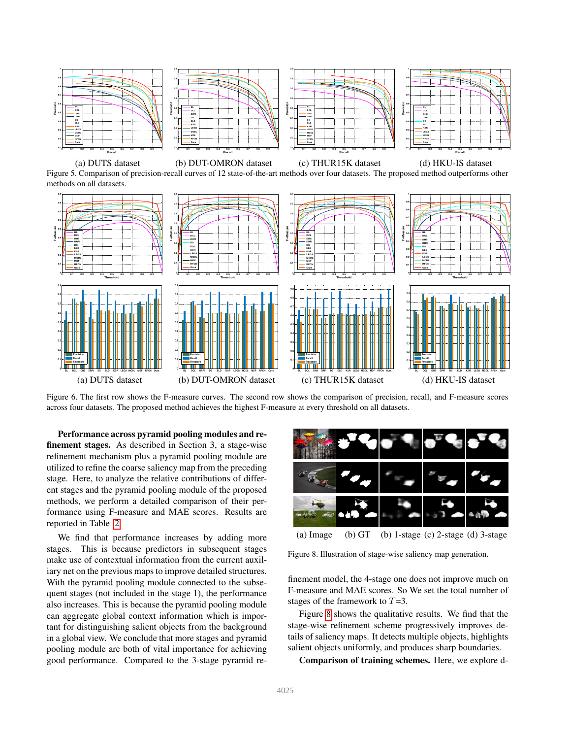(a) DUTS dataset (b) DUT-OMRON dataset (c) THUR15K dataset (d) HKU-IS dataset

Figure 5. Comparison of precision-recall curves of 12 state-of-the-art methods over four datasets. The proposed method outperforms other methods on all datasets.

(a) DUTS dataset (b) DUT-OMRON dataset (c) THUR15K dataset (d) HKU-IS dataset

Figure 6. The first row shows the F-measure curves. The second row shows the comparison of precision, recall, and F-measure scores across four datasets. The proposed method achieves the highest F-measure at every threshold on all datasets.

**Performance across pyramid pooling modules and refinement stages.** As described in Section 3, a stage-wise refinement mechanism plus a pyramid pooling module are utilized to refine the coarse saliency map from the preceding stage. Here, to analyze the relative contributions of different stages and the pyramid pooling module of the proposed methods, we perform a detailed comparison of their performance using F-measure and MAE scores. Results are reported in Table 2.

We find that performance increases by adding more stages. This is because predictors in subsequent stages make use of contextual information from the current auxiliary net on the previous maps to improve detailed structures. With the pyramid pooling module connected to the subsequent stages (not included in the stage 1), the performance also increases. This is because the pyramid pooling module can aggregate global context information which is important for distinguishing salient objects from the background in a global view. We conclude that more stages and pyramid pooling module are both of vital importance for achieving good performance. Compared to the 3-stage pyramid refinement model, the 4-stage one does not improve much on F-measure and MAE scores. So We set the total number of stages of the framework to $T$=3.

(a) Image (b) GT (b) 1-stage (c) 2-stage (d) 3-stage

Figure 8. Illustration of stage-wise saliency map generation.

Figure 8 shows the qualitative results. We find that the stage-wise refinement scheme progressively improves details of saliency maps. It detects multiple objects, highlights salient objects uniformly, and produces sharp boundaries.

**Comparison of training schemes.** Here, we explore d-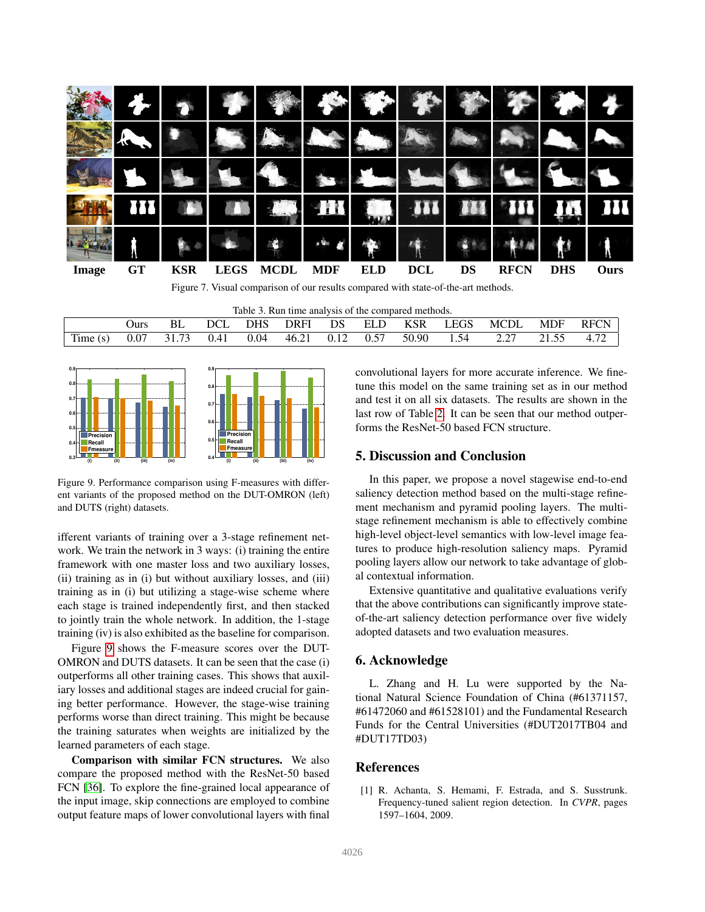Figure 7. Visual comparison of our results compared with state-of-the-art methods.

Table 3. Run time analysis of the compared methods.

| | Ours | BL | DCL | DHS | DRFI | DS | ELD | KSR | LEGS | MCDL | MDF | RFCN |
|---|---|---|---|---|---|---|---|---|---|---|---|---|
| Time (s) | 0.07 | 31.73 | 0.41 | 0.04 | 46.21 | 0.12 | 0.57 | 50.90 | 1.54 | 2.27 | 21.55 | 4.72 |

Figure 9. Performance comparison using F-measures with different variants of the proposed method on the DUT-OMRON (left) and DUTS (right) datasets.

ifferent variants of training over a 3-stage refinement network. We train the network in 3 ways: (i) training the entire framework with one master loss and two auxiliary losses, (ii) training as in (i) but without auxiliary losses, and (iii) training as in (i) but utilizing a stage-wise scheme where each stage is trained independently first, and then stacked to jointly train the whole network. In addition, the 1-stage training (iv) is also exhibited as the baseline for comparison.

Figure 9 shows the F-measure scores over the DUT-OMRON and DUTS datasets. It can be seen that the case (i) outperforms all other training cases. This shows that auxiliary losses and additional stages are indeed crucial for gaining better performance. However, the stage-wise training performs worse than direct training. This might be because the training saturates when weights are initialized by the learned parameters of each stage.

**Comparison with similar FCN structures.** We also compare the proposed method with the ResNet-50 based FCN [36]. To explore the fine-grained local appearance of the input image, skip connections are employed to combine output feature maps of lower convolutional layers with final convolutional layers for more accurate inference. We fine-tune this model on the same training set as in our method and test it on all six datasets. The results are shown in the last row of Table 2. It can be seen that our method outperforms the ResNet-50 based FCN structure.

## 5. Discussion and Conclusion

In this paper, we propose a novel stagewise end-to-end saliency detection method based on the multi-stage refinement mechanism and pyramid pooling layers. The multi-stage refinement mechanism is able to effectively combine high-level object-level semantics with low-level image features to produce high-resolution saliency maps. Pyramid pooling layers allow our network to take advantage of global contextual information.

Extensive quantitative and qualitative evaluations verify that the above contributions can significantly improve state-of-the-art saliency detection performance over five widely adopted datasets and two evaluation measures.

## 6. Acknowledge

L. Zhang and H. Lu were supported by the National Natural Science Foundation of China (#61371157, #61472060 and #61528101) and the Fundamental Research Funds for the Central Universities (#DUT2017TB04 and #DUT17TD03)

## References

[1] R. Achanta, S. Hemami, F. Estrada, and S. Susstrunk. Frequency-tuned salient region detection. In *CVPR*, pages 1597–1604, 2009.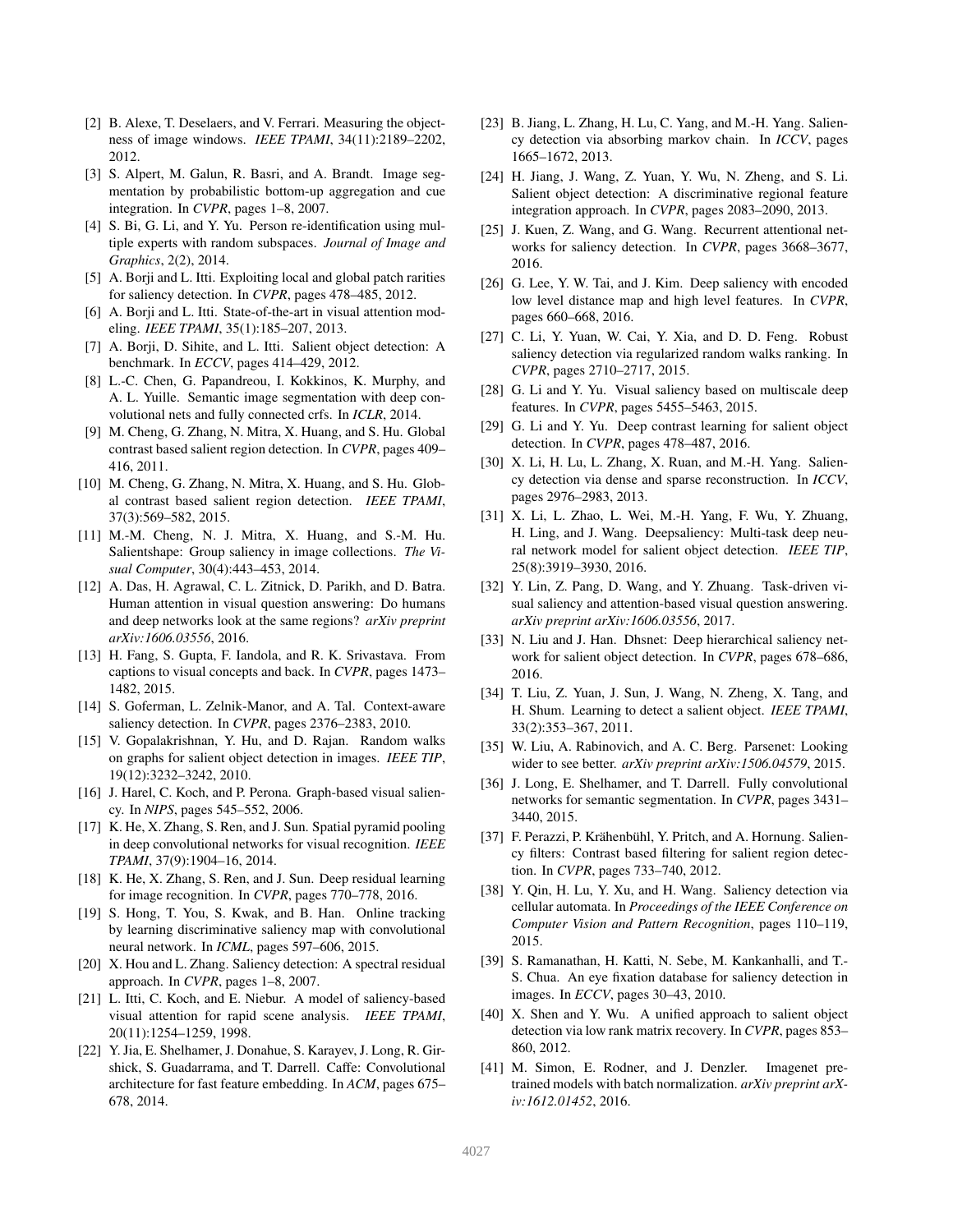[2] B. Alexe, T. Deselaers, and V. Ferrari. Measuring the objectness of image windows. *IEEE TPAMI*, 34(11):2189–2202, 2012.

[3] S. Alpert, M. Galun, R. Basri, and A. Brandt. Image segmentation by probabilistic bottom-up aggregation and cue integration. In *CVPR*, pages 1–8, 2007.

[4] S. Bi, G. Li, and Y. Yu. Person re-identification using multiple experts with random subspaces. *Journal of Image and Graphics*, 2(2), 2014.

[5] A. Borji and L. Itti. Exploiting local and global patch rarities for saliency detection. In *CVPR*, pages 478–485, 2012.

[6] A. Borji and L. Itti. State-of-the-art in visual attention modeling. *IEEE TPAMI*, 35(1):185–207, 2013.

[7] A. Borji, D. Sihite, and L. Itti. Salient object detection: A benchmark. In *ECCV*, pages 414–429, 2012.

[8] L.-C. Chen, G. Papandreou, I. Kokkinos, K. Murphy, and A. L. Yuille. Semantic image segmentation with deep convolutional nets and fully connected crfs. In *ICLR*, 2014.

[9] M. Cheng, G. Zhang, N. Mitra, X. Huang, and S. Hu. Global contrast based salient region detection. In *CVPR*, pages 409–416, 2011.

[10] M. Cheng, G. Zhang, N. Mitra, X. Huang, and S. Hu. Global contrast based salient region detection. *IEEE TPAMI*, 37(3):569–582, 2015.

[11] M.-M. Cheng, N. J. Mitra, X. Huang, and S.-M. Hu. Salientshape: Group saliency in image collections. *The Visual Computer*, 30(4):443–453, 2014.

[12] A. Das, H. Agrawal, C. L. Zitnick, D. Parikh, and D. Batra. Human attention in visual question answering: Do humans and deep networks look at the same regions? *arXiv preprint arXiv:1606.03556*, 2016.

[13] H. Fang, S. Gupta, F. Iandola, and R. K. Srivastava. From captions to visual concepts and back. In *CVPR*, pages 1473–1482, 2015.

[14] S. Goferman, L. Zelnik-Manor, and A. Tal. Context-aware saliency detection. In *CVPR*, pages 2376–2383, 2010.

[15] V. Gopalakrishnan, Y. Hu, and D. Rajan. Random walks on graphs for salient object detection in images. *IEEE TIP*, 19(12):3232–3242, 2010.

[16] J. Harel, C. Koch, and P. Perona. Graph-based visual saliency. In *NIPS*, pages 545–552, 2006.

[17] K. He, X. Zhang, S. Ren, and J. Sun. Spatial pyramid pooling in deep convolutional networks for visual recognition. *IEEE TPAMI*, 37(9):1904–16, 2014.

[18] K. He, X. Zhang, S. Ren, and J. Sun. Deep residual learning for image recognition. In *CVPR*, pages 770–778, 2016.

[19] S. Hong, T. You, S. Kwak, and B. Han. Online tracking by learning discriminative saliency map with convolutional neural network. In *ICML*, pages 597–606, 2015.

[20] X. Hou and L. Zhang. Saliency detection: A spectral residual approach. In *CVPR*, pages 1–8, 2007.

[21] L. Itti, C. Koch, and E. Niebur. A model of saliency-based visual attention for rapid scene analysis. *IEEE TPAMI*, 20(11):1254–1259, 1998.

[22] Y. Jia, E. Shelhamer, J. Donahue, S. Karayev, J. Long, R. Girshick, S. Guadarrama, and T. Darrell. Caffe: Convolutional architecture for fast feature embedding. In *ACM*, pages 675–678, 2014.

[23] B. Jiang, L. Zhang, H. Lu, C. Yang, and M.-H. Yang. Saliency detection via absorbing markov chain. In *ICCV*, pages 1665–1672, 2013.

[24] H. Jiang, J. Wang, Z. Yuan, Y. Wu, N. Zheng, and S. Li. Salient object detection: A discriminative regional feature integration approach. In *CVPR*, pages 2083–2090, 2013.

[25] J. Kuen, Z. Wang, and G. Wang. Recurrent attentional networks for saliency detection. In *CVPR*, pages 3668–3677, 2016.

[26] G. Lee, Y. W. Tai, and J. Kim. Deep saliency with encoded low level distance map and high level features. In *CVPR*, pages 660–668, 2016.

[27] C. Li, Y. Yuan, W. Cai, Y. Xia, and D. D. Feng. Robust saliency detection via regularized random walks ranking. In *CVPR*, pages 2710–2717, 2015.

[28] G. Li and Y. Yu. Visual saliency based on multiscale deep features. In *CVPR*, pages 5455–5463, 2015.

[29] G. Li and Y. Yu. Deep contrast learning for salient object detection. In *CVPR*, pages 478–487, 2016.

[30] X. Li, H. Lu, L. Zhang, X. Ruan, and M.-H. Yang. Saliency detection via dense and sparse reconstruction. In *ICCV*, pages 2976–2983, 2013.

[31] X. Li, L. Zhao, L. Wei, M.-H. Yang, F. Wu, Y. Zhuang, H. Ling, and J. Wang. Deepsaliency: Multi-task deep neural network model for salient object detection. *IEEE TIP*, 25(8):3919–3930, 2016.

[32] Y. Lin, Z. Pang, D. Wang, and Y. Zhuang. Task-driven visual saliency and attention-based visual question answering. *arXiv preprint arXiv:1606.03556*, 2017.

[33] N. Liu and J. Han. Dhsnet: Deep hierarchical saliency network for salient object detection. In *CVPR*, pages 678–686, 2016.

[34] T. Liu, Z. Yuan, J. Sun, J. Wang, N. Zheng, X. Tang, and H. Shum. Learning to detect a salient object. *IEEE TPAMI*, 33(2):353–367, 2011.

[35] W. Liu, A. Rabinovich, and A. C. Berg. Parsenet: Looking wider to see better. *arXiv preprint arXiv:1506.04579*, 2015.

[36] J. Long, E. Shelhamer, and T. Darrell. Fully convolutional networks for semantic segmentation. In *CVPR*, pages 3431–3440, 2015.

[37] F. Perazzi, P. Krähenbühl, Y. Pritch, and A. Hornung. Saliency filters: Contrast based filtering for salient region detection. In *CVPR*, pages 733–740, 2012.

[38] Y. Qin, H. Lu, Y. Xu, and H. Wang. Saliency detection via cellular automata. In *Proceedings of the IEEE Conference on Computer Vision and Pattern Recognition*, pages 110–119, 2015.

[39] S. Ramanathan, H. Katti, N. Sebe, M. Kankanhalli, and T.-S. Chua. An eye fixation database for saliency detection in images. In *ECCV*, pages 30–43, 2010.

[40] X. Shen and Y. Wu. A unified approach to salient object detection via low rank matrix recovery. In *CVPR*, pages 853–860, 2012.

[41] M. Simon, E. Rodner, and J. Denzler. Imagenet pre-trained models with batch normalization. *arXiv preprint arXiv:1612.01452*, 2016.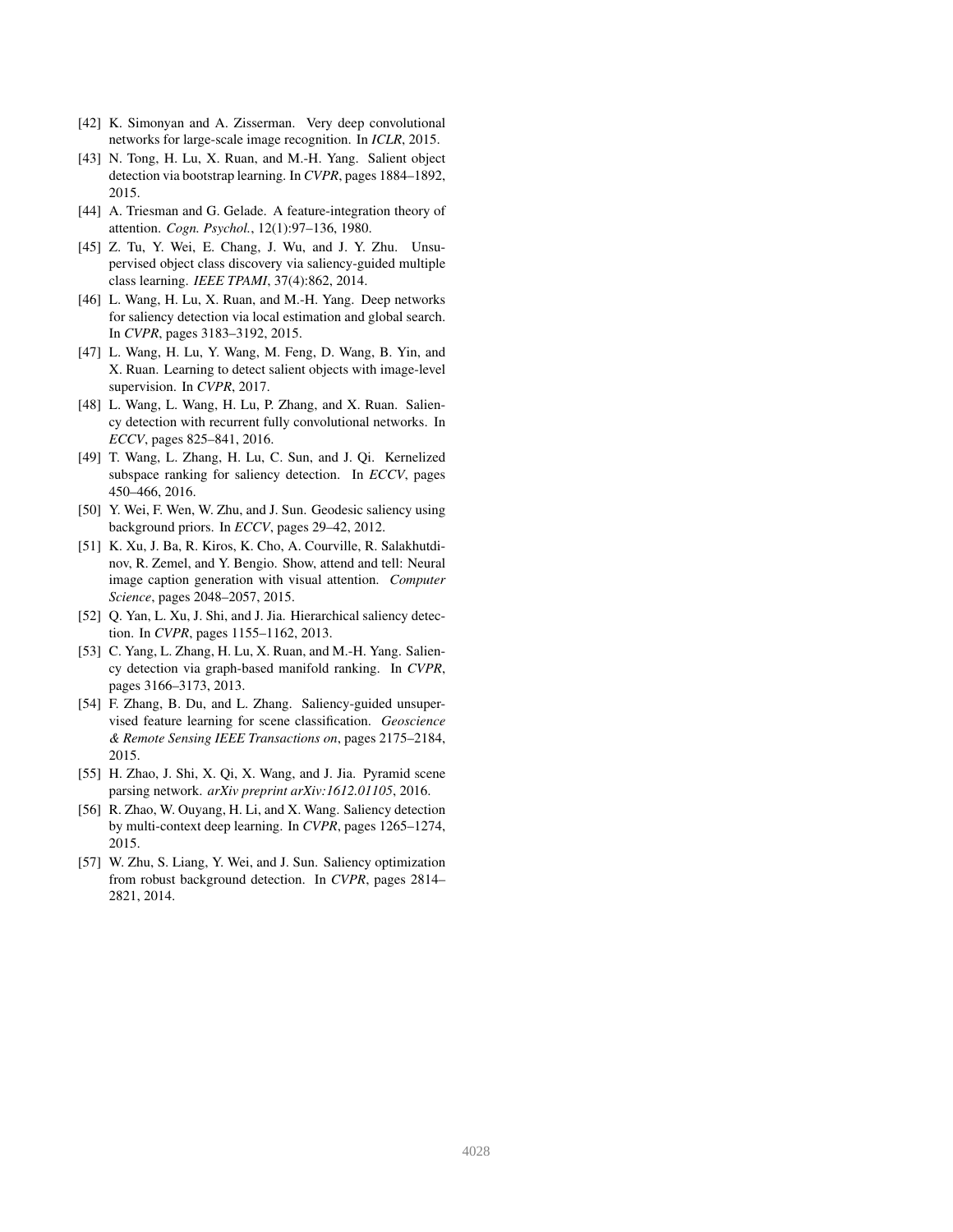[42] K. Simonyan and A. Zisserman. Very deep convolutional networks for large-scale image recognition. In *ICLR*, 2015.

[43] N. Tong, H. Lu, X. Ruan, and M.-H. Yang. Salient object detection via bootstrap learning. In *CVPR*, pages 1884–1892, 2015.

[44] A. Triesman and G. Gelade. A feature-integration theory of attention. *Cogn. Psychol.*, 12(1):97–136, 1980.

[45] Z. Tu, Y. Wei, E. Chang, J. Wu, and J. Y. Zhu. Unsupervised object class discovery via saliency-guided multiple class learning. *IEEE TPAMI*, 37(4):862, 2014.

[46] L. Wang, H. Lu, X. Ruan, and M.-H. Yang. Deep networks for saliency detection via local estimation and global search. In *CVPR*, pages 3183–3192, 2015.

[47] L. Wang, H. Lu, Y. Wang, M. Feng, D. Wang, B. Yin, and X. Ruan. Learning to detect salient objects with image-level supervision. In *CVPR*, 2017.

[48] L. Wang, L. Wang, H. Lu, P. Zhang, and X. Ruan. Saliency detection with recurrent fully convolutional networks. In *ECCV*, pages 825–841, 2016.

[49] T. Wang, L. Zhang, H. Lu, C. Sun, and J. Qi. Kernelized subspace ranking for saliency detection. In *ECCV*, pages 450–466, 2016.

[50] Y. Wei, F. Wen, W. Zhu, and J. Sun. Geodesic saliency using background priors. In *ECCV*, pages 29–42, 2012.

[51] K. Xu, J. Ba, R. Kiros, K. Cho, A. Courville, R. Salakhutdinov, R. Zemel, and Y. Bengio. Show, attend and tell: Neural image caption generation with visual attention. *Computer Science*, pages 2048–2057, 2015.

[52] Q. Yan, L. Xu, J. Shi, and J. Jia. Hierarchical saliency detection. In *CVPR*, pages 1155–1162, 2013.

[53] C. Yang, L. Zhang, H. Lu, X. Ruan, and M.-H. Yang. Saliency detection via graph-based manifold ranking. In *CVPR*, pages 3166–3173, 2013.

[54] F. Zhang, B. Du, and L. Zhang. Saliency-guided unsupervised feature learning for scene classification. *Geoscience & Remote Sensing IEEE Transactions on*, pages 2175–2184, 2015.

[55] H. Zhao, J. Shi, X. Qi, X. Wang, and J. Jia. Pyramid scene parsing network. *arXiv preprint arXiv:1612.01105*, 2016.

[56] R. Zhao, W. Ouyang, H. Li, and X. Wang. Saliency detection by multi-context deep learning. In *CVPR*, pages 1265–1274, 2015.

[57] W. Zhu, S. Liang, Y. Wei, and J. Sun. Saliency optimization from robust background detection. In *CVPR*, pages 2814–2821, 2014.